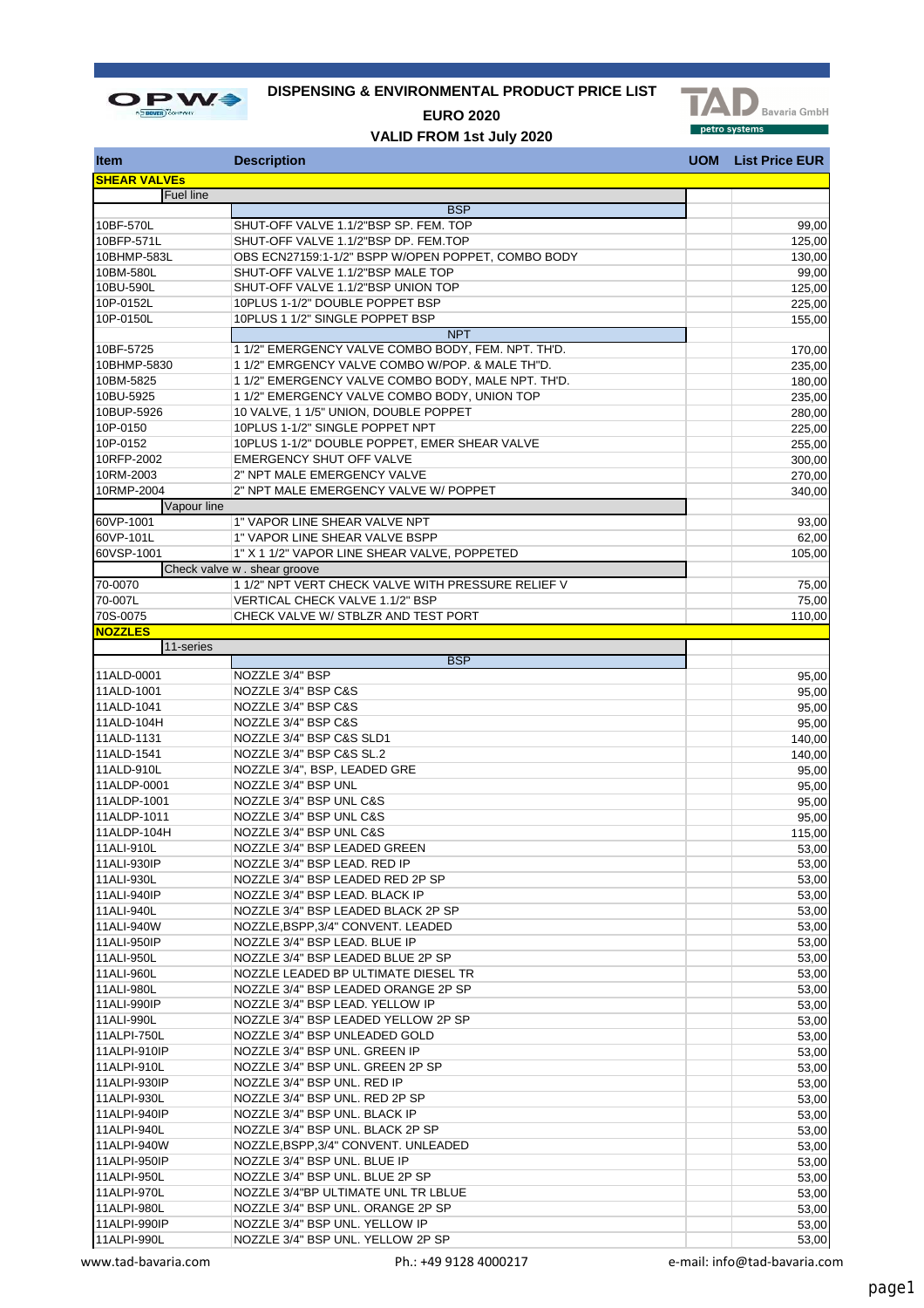# DISPENSING & ENVIRONMENTAL PRODUCT PRICE LIST

**EURO 2020**

**VALID FROM 1st July 2020**

TAD Bavaria GmbH – petro systems

| Item | Description | UOM | List Price EUR |
|---|---|---|---|
| **SHEAR VALVEs** | | | |
| Fuel line | | | |
| | BSP | | |
| 10BF-570L | SHUT-OFF VALVE 1.1/2"BSP SP. FEM. TOP | | 99,00 |
| 10BFP-571L | SHUT-OFF VALVE 1.1/2"BSP DP. FEM.TOP | | 125,00 |
| 10BHMP-583L | OBS ECN27159:1-1/2" BSPP W/OPEN POPPET, COMBO BODY | | 130,00 |
| 10BM-580L | SHUT-OFF VALVE 1.1/2"BSP MALE TOP | | 99,00 |
| 10BU-590L | SHUT-OFF VALVE 1.1/2"BSP UNION TOP | | 125,00 |
| 10P-0152L | 10PLUS 1-1/2" DOUBLE POPPET BSP | | 225,00 |
| 10P-0150L | 10PLUS 1 1/2" SINGLE POPPET BSP | | 155,00 |
| | NPT | | |
| 10BF-5725 | 1 1/2" EMERGENCY VALVE COMBO BODY, FEM. NPT. TH'D. | | 170,00 |
| 10BHMP-5830 | 1 1/2" EMRGENCY VALVE COMBO W/POP. & MALE TH'D. | | 235,00 |
| 10BM-5825 | 1 1/2" EMERGENCY VALVE COMBO BODY, MALE NPT. TH'D. | | 180,00 |
| 10BU-5925 | 1 1/2" EMERGENCY VALVE COMBO BODY, UNION TOP | | 235,00 |
| 10BUP-5926 | 10 VALVE, 1 1/5" UNION, DOUBLE POPPET | | 280,00 |
| 10P-0150 | 10PLUS 1-1/2" SINGLE POPPET NPT | | 225,00 |
| 10P-0152 | 10PLUS 1-1/2" DOUBLE POPPET, EMER SHEAR VALVE | | 255,00 |
| 10RFP-2002 | EMERGENCY SHUT OFF VALVE | | 300,00 |
| 10RM-2003 | 2" NPT MALE EMERGENCY VALVE | | 270,00 |
| 10RMP-2004 | 2" NPT MALE EMERGENCY VALVE W/ POPPET | | 340,00 |
| Vapour line | | | |
| 60VP-1001 | 1" VAPOR LINE SHEAR VALVE NPT | | 93,00 |
| 60VP-101L | 1" VAPOR LINE SHEAR VALVE BSPP | | 62,00 |
| 60VSP-1001 | 1" X 1 1/2" VAPOR LINE SHEAR VALVE, POPPETED | | 105,00 |
| Check valve w . shear groove | | | |
| 70-0070 | 1 1/2" NPT VERT CHECK VALVE WITH PRESSURE RELIEF V | | 75,00 |
| 70-007L | VERTICAL CHECK VALVE 1.1/2" BSP | | 75,00 |
| 70S-0075 | CHECK VALVE W/ STBLZR AND TEST PORT | | 110,00 |
| **NOZZLES** | | | |
| 11-series | | | |
| | BSP | | |
| 11ALD-0001 | NOZZLE 3/4" BSP | | 95,00 |
| 11ALD-1001 | NOZZLE 3/4" BSP C&S | | 95,00 |
| 11ALD-1041 | NOZZLE 3/4" BSP C&S | | 95,00 |
| 11ALD-104H | NOZZLE 3/4" BSP C&S | | 95,00 |
| 11ALD-1131 | NOZZLE 3/4" BSP C&S SLD1 | | 140,00 |
| 11ALD-1541 | NOZZLE 3/4" BSP C&S SL.2 | | 140,00 |
| 11ALD-910L | NOZZLE 3/4", BSP, LEADED GRE | | 95,00 |
| 11ALDP-0001 | NOZZLE 3/4" BSP UNL | | 95,00 |
| 11ALDP-1001 | NOZZLE 3/4" BSP UNL C&S | | 95,00 |
| 11ALDP-1011 | NOZZLE 3/4" BSP UNL C&S | | 95,00 |
| 11ALDP-104H | NOZZLE 3/4" BSP UNL C&S | | 115,00 |
| 11ALI-910L | NOZZLE 3/4" BSP LEADED GREEN | | 53,00 |
| 11ALI-930IP | NOZZLE 3/4" BSP LEAD. RED IP | | 53,00 |
| 11ALI-930L | NOZZLE 3/4" BSP LEADED RED 2P SP | | 53,00 |
| 11ALI-940IP | NOZZLE 3/4" BSP LEAD. BLACK IP | | 53,00 |
| 11ALI-940L | NOZZLE 3/4" BSP LEADED BLACK 2P SP | | 53,00 |
| 11ALI-940W | NOZZLE,BSPP,3/4" CONVENT. LEADED | | 53,00 |
| 11ALI-950IP | NOZZLE 3/4" BSP LEAD. BLUE IP | | 53,00 |
| 11ALI-950L | NOZZLE 3/4" BSP LEADED BLUE 2P SP | | 53,00 |
| 11ALI-960L | NOZZLE LEADED BP ULTIMATE DIESEL TR | | 53,00 |
| 11ALI-980L | NOZZLE 3/4" BSP LEADED ORANGE 2P SP | | 53,00 |
| 11ALI-990IP | NOZZLE 3/4" BSP LEAD. YELLOW IP | | 53,00 |
| 11ALI-990L | NOZZLE 3/4" BSP LEADED YELLOW 2P SP | | 53,00 |
| 11ALPI-750L | NOZZLE 3/4" BSP UNLEADED GOLD | | 53,00 |
| 11ALPI-910IP | NOZZLE 3/4" BSP UNL. GREEN IP | | 53,00 |
| 11ALPI-910L | NOZZLE 3/4" BSP UNL. GREEN 2P SP | | 53,00 |
| 11ALPI-930IP | NOZZLE 3/4" BSP UNL. RED IP | | 53,00 |
| 11ALPI-930L | NOZZLE 3/4" BSP UNL. RED 2P SP | | 53,00 |
| 11ALPI-940IP | NOZZLE 3/4" BSP UNL. BLACK IP | | 53,00 |
| 11ALPI-940L | NOZZLE 3/4" BSP UNL. BLACK 2P SP | | 53,00 |
| 11ALPI-940W | NOZZLE,BSPP,3/4" CONVENT. UNLEADED | | 53,00 |
| 11ALPI-950IP | NOZZLE 3/4" BSP UNL. BLUE IP | | 53,00 |
| 11ALPI-950L | NOZZLE 3/4" BSP UNL. BLUE 2P SP | | 53,00 |
| 11ALPI-970L | NOZZLE 3/4"BP ULTIMATE UNL TR LBLUE | | 53,00 |
| 11ALPI-980L | NOZZLE 3/4" BSP UNL. ORANGE 2P SP | | 53,00 |
| 11ALPI-990IP | NOZZLE 3/4" BSP UNL. YELLOW IP | | 53,00 |
| 11ALPI-990L | NOZZLE 3/4" BSP UNL. YELLOW 2P SP | | 53,00 |

www.tad-bavaria.com | Ph.: +49 9128 4000217 | e-mail: info@tad-bavaria.com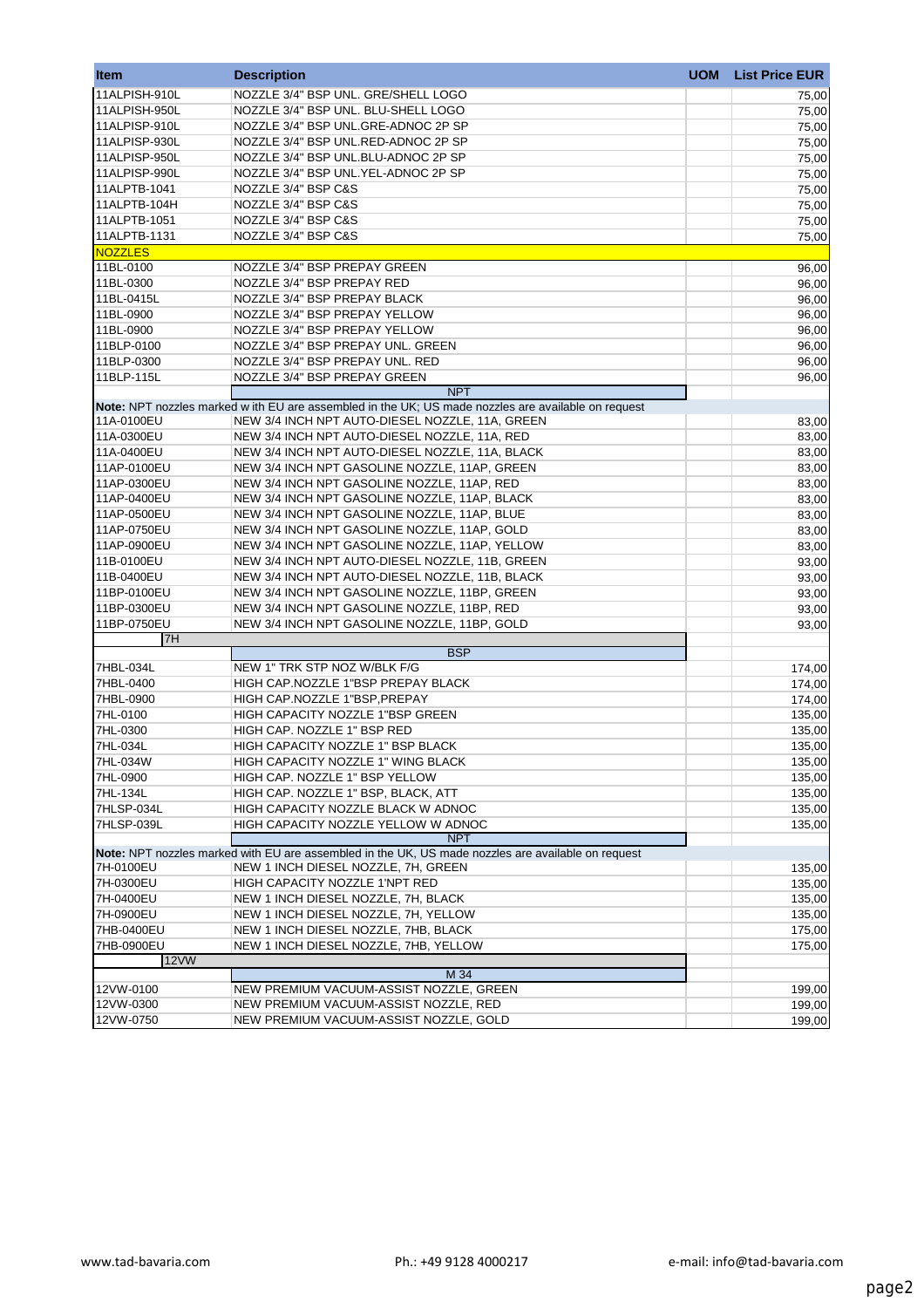| Item | Description | UOM | List Price EUR |
|---|---|---|---|
| 11ALPISH-910L | NOZZLE 3/4" BSP UNL. GRE/SHELL LOGO | | 75,00 |
| 11ALPISH-950L | NOZZLE 3/4" BSP UNL. BLU-SHELL LOGO | | 75,00 |
| 11ALPISP-910L | NOZZLE 3/4" BSP UNL.GRE-ADNOC 2P SP | | 75,00 |
| 11ALPISP-930L | NOZZLE 3/4" BSP UNL.RED-ADNOC 2P SP | | 75,00 |
| 11ALPISP-950L | NOZZLE 3/4" BSP UNL.BLU-ADNOC 2P SP | | 75,00 |
| 11ALPISP-990L | NOZZLE 3/4" BSP UNL.YEL-ADNOC 2P SP | | 75,00 |
| 11ALPTB-1041 | NOZZLE 3/4" BSP C&S | | 75,00 |
| 11ALPTB-104H | NOZZLE 3/4" BSP C&S | | 75,00 |
| 11ALPTB-1051 | NOZZLE 3/4" BSP C&S | | 75,00 |
| 11ALPTB-1131 | NOZZLE 3/4" BSP C&S | | 75,00 |
| NOZZLES | | | |
| 11BL-0100 | NOZZLE 3/4" BSP PREPAY GREEN | | 96,00 |
| 11BL-0300 | NOZZLE 3/4" BSP PREPAY RED | | 96,00 |
| 11BL-0415L | NOZZLE 3/4" BSP PREPAY BLACK | | 96,00 |
| 11BL-0900 | NOZZLE 3/4" BSP PREPAY YELLOW | | 96,00 |
| 11BL-0900 | NOZZLE 3/4" BSP PREPAY YELLOW | | 96,00 |
| 11BLP-0100 | NOZZLE 3/4" BSP PREPAY UNL. GREEN | | 96,00 |
| 11BLP-0300 | NOZZLE 3/4" BSP PREPAY UNL. RED | | 96,00 |
| 11BLP-115L | NOZZLE 3/4" BSP PREPAY GREEN | | 96,00 |
| | NPT | | |
| **Note:** NPT nozzles marked w ith EU are assembled in the UK; US made nozzles are available on request | | | |
| 11A-0100EU | NEW 3/4 INCH NPT AUTO-DIESEL NOZZLE, 11A, GREEN | | 83,00 |
| 11A-0300EU | NEW 3/4 INCH NPT AUTO-DIESEL NOZZLE, 11A, RED | | 83,00 |
| 11A-0400EU | NEW 3/4 INCH NPT AUTO-DIESEL NOZZLE, 11A, BLACK | | 83,00 |
| 11AP-0100EU | NEW 3/4 INCH NPT GASOLINE NOZZLE, 11AP, GREEN | | 83,00 |
| 11AP-0300EU | NEW 3/4 INCH NPT GASOLINE NOZZLE, 11AP, RED | | 83,00 |
| 11AP-0400EU | NEW 3/4 INCH NPT GASOLINE NOZZLE, 11AP, BLACK | | 83,00 |
| 11AP-0500EU | NEW 3/4 INCH NPT GASOLINE NOZZLE, 11AP, BLUE | | 83,00 |
| 11AP-0750EU | NEW 3/4 INCH NPT GASOLINE NOZZLE, 11AP, GOLD | | 83,00 |
| 11AP-0900EU | NEW 3/4 INCH NPT GASOLINE NOZZLE, 11AP, YELLOW | | 83,00 |
| 11B-0100EU | NEW 3/4 INCH NPT AUTO-DIESEL NOZZLE, 11B, GREEN | | 93,00 |
| 11B-0400EU | NEW 3/4 INCH NPT AUTO-DIESEL NOZZLE, 11B, BLACK | | 93,00 |
| 11BP-0100EU | NEW 3/4 INCH NPT GASOLINE NOZZLE, 11BP, GREEN | | 93,00 |
| 11BP-0300EU | NEW 3/4 INCH NPT GASOLINE NOZZLE, 11BP, RED | | 93,00 |
| 11BP-0750EU | NEW 3/4 INCH NPT GASOLINE NOZZLE, 11BP, GOLD | | 93,00 |
| 7H | | | |
| | BSP | | |
| 7HBL-034L | NEW 1" TRK STP NOZ W/BLK F/G | | 174,00 |
| 7HBL-0400 | HIGH CAP.NOZZLE 1"BSP PREPAY BLACK | | 174,00 |
| 7HBL-0900 | HIGH CAP.NOZZLE 1"BSP,PREPAY | | 174,00 |
| 7HL-0100 | HIGH CAPACITY NOZZLE 1"BSP GREEN | | 135,00 |
| 7HL-0300 | HIGH CAP. NOZZLE 1" BSP RED | | 135,00 |
| 7HL-034L | HIGH CAPACITY NOZZLE 1" BSP BLACK | | 135,00 |
| 7HL-034W | HIGH CAPACITY NOZZLE 1" WING BLACK | | 135,00 |
| 7HL-0900 | HIGH CAP. NOZZLE 1" BSP YELLOW | | 135,00 |
| 7HL-134L | HIGH CAP. NOZZLE 1" BSP, BLACK, ATT | | 135,00 |
| 7HLSP-034L | HIGH CAPACITY NOZZLE BLACK W ADNOC | | 135,00 |
| 7HLSP-039L | HIGH CAPACITY NOZZLE YELLOW W ADNOC | | 135,00 |
| | NPT | | |
| **Note:** NPT nozzles marked with EU are assembled in the UK, US made nozzles are available on request | | | |
| 7H-0100EU | NEW 1 INCH DIESEL NOZZLE, 7H, GREEN | | 135,00 |
| 7H-0300EU | HIGH CAPACITY NOZZLE 1'NPT RED | | 135,00 |
| 7H-0400EU | NEW 1 INCH DIESEL NOZZLE, 7H, BLACK | | 135,00 |
| 7H-0900EU | NEW 1 INCH DIESEL NOZZLE, 7H, YELLOW | | 135,00 |
| 7HB-0400EU | NEW 1 INCH DIESEL NOZZLE, 7HB, BLACK | | 175,00 |
| 7HB-0900EU | NEW 1 INCH DIESEL NOZZLE, 7HB, YELLOW | | 175,00 |
| 12VW | | | |
| | M 34 | | |
| 12VW-0100 | NEW PREMIUM VACUUM-ASSIST NOZZLE, GREEN | | 199,00 |
| 12VW-0300 | NEW PREMIUM VACUUM-ASSIST NOZZLE, RED | | 199,00 |
| 12VW-0750 | NEW PREMIUM VACUUM-ASSIST NOZZLE, GOLD | | 199,00 |

www.tad-bavaria.com Ph.: +49 9128 4000217 e-mail: info@tad-bavaria.com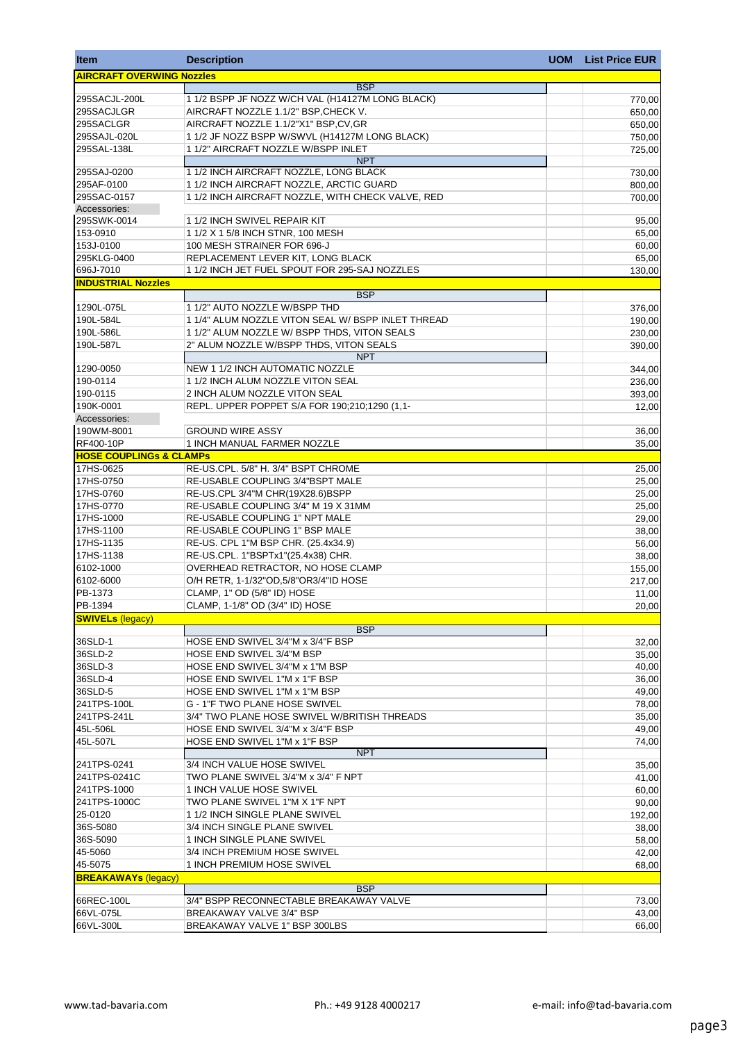| Item | Description | UOM | List Price EUR |
|---|---|---|---|
| **AIRCRAFT OVERWING Nozzles** | | | |
| | BSP | | |
| 295SACJL-200L | 1 1/2 BSPP JF NOZZ W/CH VAL (H14127M LONG BLACK) | | 770,00 |
| 295SACJLGR | AIRCRAFT NOZZLE 1.1/2" BSP,CHECK V. | | 650,00 |
| 295SACLGR | AIRCRAFT NOZZLE 1.1/2"X1" BSP,CV,GR | | 650,00 |
| 295SAJL-020L | 1 1/2 JF NOZZ BSPP W/SWVL (H14127M LONG BLACK) | | 750,00 |
| 295SAL-138L | 1 1/2" AIRCRAFT NOZZLE W/BSPP INLET | | 725,00 |
| | NPT | | |
| 295SAJ-0200 | 1 1/2 INCH AIRCRAFT NOZZLE, LONG BLACK | | 730,00 |
| 295AF-0100 | 1 1/2 INCH AIRCRAFT NOZZLE, ARCTIC GUARD | | 800,00 |
| 295SAC-0157 | 1 1/2 INCH AIRCRAFT NOZZLE, WITH CHECK VALVE, RED | | 700,00 |
| Accessories: | | | |
| 295SWK-0014 | 1 1/2 INCH SWIVEL REPAIR KIT | | 95,00 |
| 153-0910 | 1 1/2 X 1 5/8 INCH STNR, 100 MESH | | 65,00 |
| 153J-0100 | 100 MESH STRAINER FOR 696-J | | 60,00 |
| 295KLG-0400 | REPLACEMENT LEVER KIT, LONG BLACK | | 65,00 |
| 696J-7010 | 1 1/2 INCH JET FUEL SPOUT FOR 295-SAJ NOZZLES | | 130,00 |
| **INDUSTRIAL Nozzles** | | | |
| | BSP | | |
| 1290L-075L | 1 1/2" AUTO NOZZLE W/BSPP THD | | 376,00 |
| 190L-584L | 1 1/4" ALUM NOZZLE VITON SEAL W/ BSPP INLET THREAD | | 190,00 |
| 190L-586L | 1 1/2" ALUM NOZZLE W/ BSPP THDS, VITON SEALS | | 230,00 |
| 190L-587L | 2" ALUM NOZZLE W/BSPP THDS, VITON SEALS | | 390,00 |
| | NPT | | |
| 1290-0050 | NEW 1 1/2 INCH AUTOMATIC NOZZLE | | 344,00 |
| 190-0114 | 1 1/2 INCH ALUM NOZZLE VITON SEAL | | 236,00 |
| 190-0115 | 2 INCH ALUM NOZZLE VITON SEAL | | 393,00 |
| 190K-0001 | REPL. UPPER POPPET S/A FOR 190;210;1290 (1,1- | | 12,00 |
| Accessories: | | | |
| 190WM-8001 | GROUND WIRE ASSY | | 36,00 |
| RF400-10P | 1 INCH MANUAL FARMER NOZZLE | | 35,00 |
| **HOSE COUPLINGs & CLAMPs** | | | |
| 17HS-0625 | RE-US.CPL. 5/8" H. 3/4" BSPT CHROME | | 25,00 |
| 17HS-0750 | RE-USABLE COUPLING 3/4"BSPT MALE | | 25,00 |
| 17HS-0760 | RE-US.CPL 3/4"M CHR(19X28.6)BSPP | | 25,00 |
| 17HS-0770 | RE-USABLE COUPLING 3/4" M 19 X 31MM | | 25,00 |
| 17HS-1000 | RE-USABLE COUPLING 1" NPT MALE | | 29,00 |
| 17HS-1100 | RE-USABLE COUPLING 1" BSP MALE | | 38,00 |
| 17HS-1135 | RE-US. CPL 1"M BSP CHR. (25.4x34.9) | | 56,00 |
| 17HS-1138 | RE-US.CPL. 1"BSPTx1"(25.4x38) CHR. | | 38,00 |
| 6102-1000 | OVERHEAD RETRACTOR, NO HOSE CLAMP | | 155,00 |
| 6102-6000 | O/H RETR, 1-1/32"OD,5/8"OR3/4"ID HOSE | | 217,00 |
| PB-1373 | CLAMP, 1" OD (5/8" ID) HOSE | | 11,00 |
| PB-1394 | CLAMP, 1-1/8" OD (3/4" ID) HOSE | | 20,00 |
| **SWIVELs** (legacy) | | | |
| | BSP | | |
| 36SLD-1 | HOSE END SWIVEL 3/4"M x 3/4"F BSP | | 32,00 |
| 36SLD-2 | HOSE END SWIVEL 3/4"M BSP | | 35,00 |
| 36SLD-3 | HOSE END SWIVEL 3/4"M x 1"M BSP | | 40,00 |
| 36SLD-4 | HOSE END SWIVEL 1"M x 1"F BSP | | 36,00 |
| 36SLD-5 | HOSE END SWIVEL 1"M x 1"M BSP | | 49,00 |
| 241TPS-100L | G - 1"F TWO PLANE HOSE SWIVEL | | 78,00 |
| 241TPS-241L | 3/4" TWO PLANE HOSE SWIVEL W/BRITISH THREADS | | 35,00 |
| 45L-506L | HOSE END SWIVEL 3/4"M x 3/4"F BSP | | 49,00 |
| 45L-507L | HOSE END SWIVEL 1"M x 1"F BSP | | 74,00 |
| | NPT | | |
| 241TPS-0241 | 3/4 INCH VALUE HOSE SWIVEL | | 35,00 |
| 241TPS-0241C | TWO PLANE SWIVEL 3/4"M x 3/4" F NPT | | 41,00 |
| 241TPS-1000 | 1 INCH VALUE HOSE SWIVEL | | 60,00 |
| 241TPS-1000C | TWO PLANE SWIVEL 1"M X 1"F NPT | | 90,00 |
| 25-0120 | 1 1/2 INCH SINGLE PLANE SWIVEL | | 192,00 |
| 36S-5080 | 3/4 INCH SINGLE PLANE SWIVEL | | 38,00 |
| 36S-5090 | 1 INCH SINGLE PLANE SWIVEL | | 58,00 |
| 45-5060 | 3/4 INCH PREMIUM HOSE SWIVEL | | 42,00 |
| 45-5075 | 1 INCH PREMIUM HOSE SWIVEL | | 68,00 |
| **BREAKAWAYs** (legacy) | | | |
| | BSP | | |
| 66REC-100L | 3/4" BSPP RECONNECTABLE BREAKAWAY VALVE | | 73,00 |
| 66VL-075L | BREAKAWAY VALVE 3/4" BSP | | 43,00 |
| 66VL-300L | BREAKAWAY VALVE 1" BSP 300LBS | | 66,00 |

www.tad-bavaria.com Ph.: +49 9128 4000217 e-mail: info@tad-bavaria.com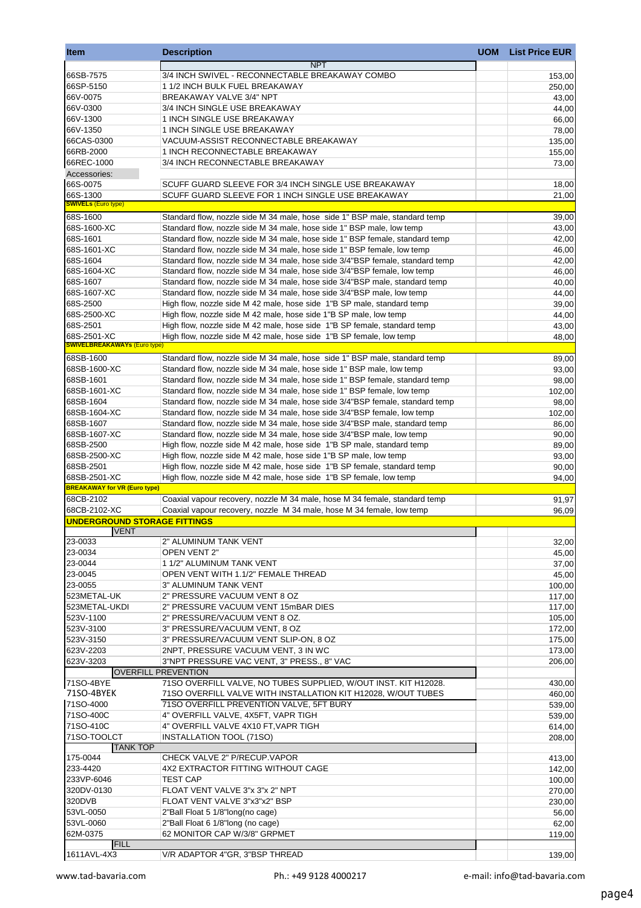| Item | Description | UOM | List Price EUR |
|---|---|---|---|
| | NPT | | |
| 66SB-7575 | 3/4 INCH SWIVEL - RECONNECTABLE BREAKAWAY COMBO | | 153,00 |
| 66SP-5150 | 1 1/2 INCH BULK FUEL BREAKAWAY | | 250,00 |
| 66V-0075 | BREAKAWAY VALVE 3/4" NPT | | 43,00 |
| 66V-0300 | 3/4 INCH SINGLE USE BREAKAWAY | | 44,00 |
| 66V-1300 | 1 INCH SINGLE USE BREAKAWAY | | 66,00 |
| 66V-1350 | 1 INCH SINGLE USE BREAKAWAY | | 78,00 |
| 66CAS-0300 | VACUUM-ASSIST RECONNECTABLE BREAKAWAY | | 135,00 |
| 66RB-2000 | 1 INCH RECONNECTABLE BREAKAWAY | | 155,00 |
| 66REC-1000 | 3/4 INCH RECONNECTABLE BREAKAWAY | | 73,00 |
| Accessories: | | | |
| 66S-0075 | SCUFF GUARD SLEEVE FOR 3/4 INCH SINGLE USE BREAKAWAY | | 18,00 |
| 66S-1300 | SCUFF GUARD SLEEVE FOR 1 INCH SINGLE USE BREAKAWAY | | 21,00 |
| **SWIVELs** (Euro type) | | | |
| 68S-1600 | Standard flow, nozzle side M 34 male, hose side 1" BSP male, standard temp | | 39,00 |
| 68S-1600-XC | Standard flow, nozzle side M 34 male, hose side 1" BSP male, low temp | | 43,00 |
| 68S-1601 | Standard flow, nozzle side M 34 male, hose side 1" BSP female, standard temp | | 42,00 |
| 68S-1601-XC | Standard flow, nozzle side M 34 male, hose side 1" BSP female, low temp | | 46,00 |
| 68S-1604 | Standard flow, nozzle side M 34 male, hose side 3/4"BSP female, standard temp | | 42,00 |
| 68S-1604-XC | Standard flow, nozzle side M 34 male, hose side 3/4"BSP female, low temp | | 46,00 |
| 68S-1607 | Standard flow, nozzle side M 34 male, hose side 3/4"BSP male, standard temp | | 40,00 |
| 68S-1607-XC | Standard flow, nozzle side M 34 male, hose side 3/4"BSP male, low temp | | 44,00 |
| 68S-2500 | High flow, nozzle side M 42 male, hose side 1"B SP male, standard temp | | 39,00 |
| 68S-2500-XC | High flow, nozzle side M 42 male, hose side 1"B SP male, low temp | | 44,00 |
| 68S-2501 | High flow, nozzle side M 42 male, hose side 1"B SP female, standard temp | | 43,00 |
| 68S-2501-XC | High flow, nozzle side M 42 male, hose side 1"B SP female, low temp | | 48,00 |
| **SWIVELBREAKAWAYs** (Euro type) | | | |
| 68SB-1600 | Standard flow, nozzle side M 34 male, hose side 1" BSP male, standard temp | | 89,00 |
| 68SB-1600-XC | Standard flow, nozzle side M 34 male, hose side 1" BSP male, low temp | | 93,00 |
| 68SB-1601 | Standard flow, nozzle side M 34 male, hose side 1" BSP female, standard temp | | 98,00 |
| 68SB-1601-XC | Standard flow, nozzle side M 34 male, hose side 1" BSP female, low temp | | 102,00 |
| 68SB-1604 | Standard flow, nozzle side M 34 male, hose side 3/4"BSP female, standard temp | | 98,00 |
| 68SB-1604-XC | Standard flow, nozzle side M 34 male, hose side 3/4"BSP female, low temp | | 102,00 |
| 68SB-1607 | Standard flow, nozzle side M 34 male, hose side 3/4"BSP male, standard temp | | 86,00 |
| 68SB-1607-XC | Standard flow, nozzle side M 34 male, hose side 3/4"BSP male, low temp | | 90,00 |
| 68SB-2500 | High flow, nozzle side M 42 male, hose side 1"B SP male, standard temp | | 89,00 |
| 68SB-2500-XC | High flow, nozzle side M 42 male, hose side 1"B SP male, low temp | | 93,00 |
| 68SB-2501 | High flow, nozzle side M 42 male, hose side 1"B SP female, standard temp | | 90,00 |
| 68SB-2501-XC | High flow, nozzle side M 42 male, hose side 1"B SP female, low temp | | 94,00 |
| **BREAKAWAY for VR (Euro type)** | | | |
| 68CB-2102 | Coaxial vapour recovery, nozzle M 34 male, hose M 34 female, standard temp | | 91,97 |
| 68CB-2102-XC | Coaxial vapour recovery, nozzle M 34 male, hose M 34 female, low temp | | 96,09 |
| **UNDERGROUND STORAGE FITTINGS** | | | |
| VENT | | | |
| 23-0033 | 2" ALUMINUM TANK VENT | | 32,00 |
| 23-0034 | OPEN VENT 2" | | 45,00 |
| 23-0044 | 1 1/2" ALUMINUM TANK VENT | | 37,00 |
| 23-0045 | OPEN VENT WITH 1.1/2" FEMALE THREAD | | 45,00 |
| 23-0055 | 3" ALUMINUM TANK VENT | | 100,00 |
| 523METAL-UK | 2" PRESSURE VACUUM VENT 8 OZ | | 117,00 |
| 523METAL-UKDI | 2" PRESSURE VACUUM VENT 15mBAR DIES | | 117,00 |
| 523V-1100 | 2" PRESSURE/VACUUM VENT 8 OZ. | | 105,00 |
| 523V-3100 | 3" PRESSURE/VACUUM VENT, 8 OZ | | 172,00 |
| 523V-3150 | 3" PRESSURE/VACUUM VENT SLIP-ON, 8 OZ | | 175,00 |
| 623V-2203 | 2NPT, PRESSURE VACUUM VENT, 3 IN WC | | 173,00 |
| 623V-3203 | 3"NPT PRESSURE VAC VENT, 3" PRESS., 8" VAC | | 206,00 |
| OVERFILL PREVENTION | | | |
| 71SO-4BYE | 71SO OVERFILL VALVE, NO TUBES SUPPLIED, W/OUT INST. KIT H12028. | | 430,00 |
| 71SO-4BYEK | 71SO OVERFILL VALVE WITH INSTALLATION KIT H12028, W/OUT TUBES | | 460,00 |
| 71SO-4000 | 71SO OVERFILL PREVENTION VALVE, 5FT BURY | | 539,00 |
| 71SO-400C | 4" OVERFILL VALVE, 4X5FT, VAPR TIGH | | 539,00 |
| 71SO-410C | 4" OVERFILL VALVE 4X10 FT,VAPR TIGH | | 614,00 |
| 71SO-TOOLCT | INSTALLATION TOOL (71SO) | | 208,00 |
| TANK TOP | | | |
| 175-0044 | CHECK VALVE 2" P/RECUP.VAPOR | | 413,00 |
| 233-4420 | 4X2 EXTRACTOR FITTING WITHOUT CAGE | | 142,00 |
| 233VP-6046 | TEST CAP | | 100,00 |
| 320DV-0130 | FLOAT VENT VALVE 3"x 3"x 2" NPT | | 270,00 |
| 320DVB | FLOAT VENT VALVE 3"x3"x2" BSP | | 230,00 |
| 53VL-0050 | 2"Ball Float 5 1/8"long(no cage) | | 56,00 |
| 53VL-0060 | 2"Ball Float 6 1/8"long (no cage) | | 62,00 |
| 62M-0375 | 62 MONITOR CAP W/3/8" GRPMET | | 119,00 |
| FILL | | | |
| 1611AVL-4X3 | V/R ADAPTOR 4"GR, 3"BSP THREAD | | 139,00 |

www.tad-bavaria.com Ph.: +49 9128 4000217 e-mail: info@tad-bavaria.com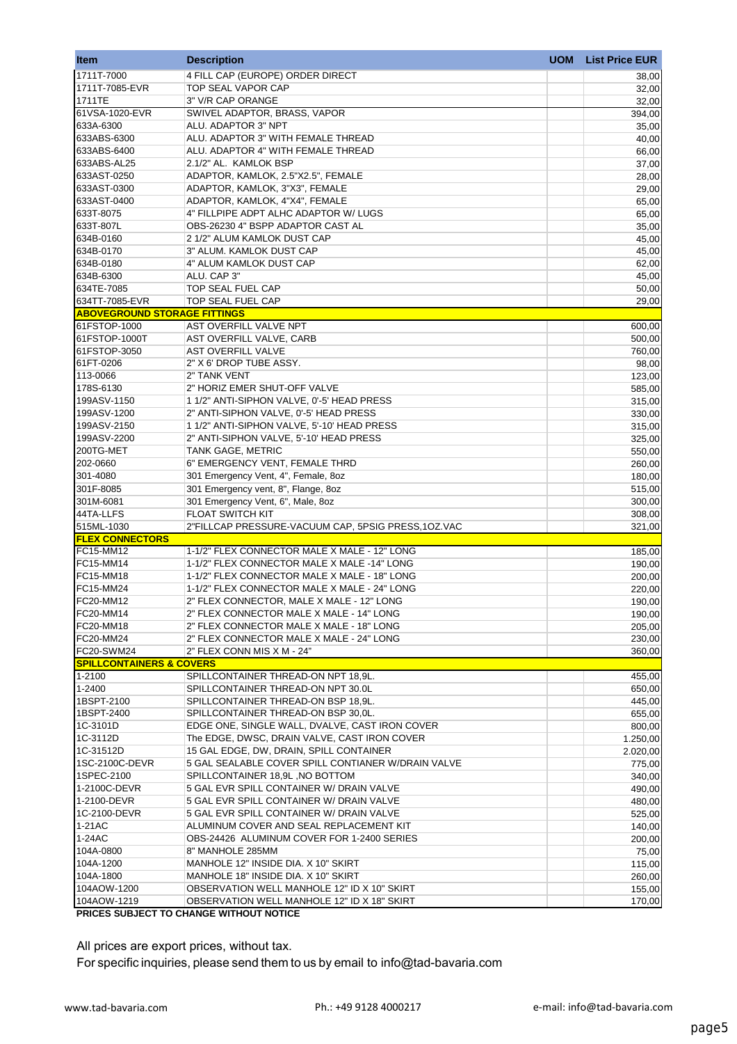| Item | Description | UOM | List Price EUR |
|---|---|---|---|
| 1711T-7000 | 4 FILL CAP (EUROPE) ORDER DIRECT | | 38,00 |
| 1711T-7085-EVR | TOP SEAL VAPOR CAP | | 32,00 |
| 1711TE | 3" V/R CAP ORANGE | | 32,00 |
| 61VSA-1020-EVR | SWIVEL ADAPTOR, BRASS, VAPOR | | 394,00 |
| 633A-6300 | ALU. ADAPTOR 3" NPT | | 35,00 |
| 633ABS-6300 | ALU. ADAPTOR 3" WITH FEMALE THREAD | | 40,00 |
| 633ABS-6400 | ALU. ADAPTOR 4" WITH FEMALE THREAD | | 66,00 |
| 633ABS-AL25 | 2.1/2" AL. KAMLOK BSP | | 37,00 |
| 633AST-0250 | ADAPTOR, KAMLOK, 2.5"X2.5", FEMALE | | 28,00 |
| 633AST-0300 | ADAPTOR, KAMLOK, 3"X3", FEMALE | | 29,00 |
| 633AST-0400 | ADAPTOR, KAMLOK, 4"X4", FEMALE | | 65,00 |
| 633T-8075 | 4" FILLPIPE ADPT ALHC ADAPTOR W/ LUGS | | 65,00 |
| 633T-807L | OBS-26230 4" BSPP ADAPTOR CAST AL | | 35,00 |
| 634B-0160 | 2 1/2" ALUM KAMLOK DUST CAP | | 45,00 |
| 634B-0170 | 3" ALUM. KAMLOK DUST CAP | | 45,00 |
| 634B-0180 | 4" ALUM KAMLOK DUST CAP | | 62,00 |
| 634B-6300 | ALU. CAP 3" | | 45,00 |
| 634TE-7085 | TOP SEAL FUEL CAP | | 50,00 |
| 634TT-7085-EVR | TOP SEAL FUEL CAP | | 29,00 |
| **ABOVEGROUND STORAGE FITTINGS** | | | |
| 61FSTOP-1000 | AST OVERFILL VALVE NPT | | 600,00 |
| 61FSTOP-1000T | AST OVERFILL VALVE, CARB | | 500,00 |
| 61FSTOP-3050 | AST OVERFILL VALVE | | 760,00 |
| 61FT-0206 | 2" X 6' DROP TUBE ASSY. | | 98,00 |
| 113-0066 | 2" TANK VENT | | 123,00 |
| 178S-6130 | 2" HORIZ EMER SHUT-OFF VALVE | | 585,00 |
| 199ASV-1150 | 1 1/2" ANTI-SIPHON VALVE, 0'-5' HEAD PRESS | | 315,00 |
| 199ASV-1200 | 2" ANTI-SIPHON VALVE, 0'-5' HEAD PRESS | | 330,00 |
| 199ASV-2150 | 1 1/2" ANTI-SIPHON VALVE, 5'-10' HEAD PRESS | | 315,00 |
| 199ASV-2200 | 2" ANTI-SIPHON VALVE, 5'-10' HEAD PRESS | | 325,00 |
| 200TG-MET | TANK GAGE, METRIC | | 550,00 |
| 202-0660 | 6" EMERGENCY VENT, FEMALE THRD | | 260,00 |
| 301-4080 | 301 Emergency Vent, 4", Female, 8oz | | 180,00 |
| 301F-8085 | 301 Emergency vent, 8", Flange, 8oz | | 515,00 |
| 301M-6081 | 301 Emergency Vent, 6", Male, 8oz | | 300,00 |
| 44TA-LLFS | FLOAT SWITCH KIT | | 308,00 |
| 515ML-1030 | 2"FILLCAP PRESSURE-VACUUM CAP, 5PSIG PRESS,1OZ.VAC | | 321,00 |
| **FLEX CONNECTORS** | | | |
| FC15-MM12 | 1-1/2" FLEX CONNECTOR MALE X MALE - 12" LONG | | 185,00 |
| FC15-MM14 | 1-1/2" FLEX CONNECTOR MALE X MALE -14" LONG | | 190,00 |
| FC15-MM18 | 1-1/2" FLEX CONNECTOR MALE X MALE - 18" LONG | | 200,00 |
| FC15-MM24 | 1-1/2" FLEX CONNECTOR MALE X MALE - 24" LONG | | 220,00 |
| FC20-MM12 | 2" FLEX CONNECTOR, MALE X MALE - 12" LONG | | 190,00 |
| FC20-MM14 | 2" FLEX CONNECTOR MALE X MALE - 14" LONG | | 190,00 |
| FC20-MM18 | 2" FLEX CONNECTOR MALE X MALE - 18" LONG | | 205,00 |
| FC20-MM24 | 2" FLEX CONNECTOR MALE X MALE - 24" LONG | | 230,00 |
| FC20-SWM24 | 2" FLEX CONN MIS X M - 24" | | 360,00 |
| **SPILLCONTAINERS & COVERS** | | | |
| 1-2100 | SPILLCONTAINER THREAD-ON NPT 18,9L. | | 455,00 |
| 1-2400 | SPILLCONTAINER THREAD-ON NPT 30.0L | | 650,00 |
| 1BSPT-2100 | SPILLCONTAINER THREAD-ON BSP 18,9L. | | 445,00 |
| 1BSPT-2400 | SPILLCONTAINER THREAD-ON BSP 30,0L. | | 655,00 |
| 1C-3101D | EDGE ONE, SINGLE WALL, DVALVE, CAST IRON COVER | | 800,00 |
| 1C-3112D | The EDGE, DWSC, DRAIN VALVE, CAST IRON COVER | | 1.250,00 |
| 1C-31512D | 15 GAL EDGE, DW, DRAIN, SPILL CONTAINER | | 2.020,00 |
| 1SC-2100C-DEVR | 5 GAL SEALABLE COVER SPILL CONTIANER W/DRAIN VALVE | | 775,00 |
| 1SPEC-2100 | SPILLCONTAINER 18,9L ,NO BOTTOM | | 340,00 |
| 1-2100C-DEVR | 5 GAL EVR SPILL CONTAINER W/ DRAIN VALVE | | 490,00 |
| 1-2100-DEVR | 5 GAL EVR SPILL CONTAINER W/ DRAIN VALVE | | 480,00 |
| 1C-2100-DEVR | 5 GAL EVR SPILL CONTAINER W/ DRAIN VALVE | | 525,00 |
| 1-21AC | ALUMINUM COVER AND SEAL REPLACEMENT KIT | | 140,00 |
| 1-24AC | OBS-24426 ALUMINUM COVER FOR 1-2400 SERIES | | 200,00 |
| 104A-0800 | 8" MANHOLE 285MM | | 75,00 |
| 104A-1200 | MANHOLE 12" INSIDE DIA. X 10" SKIRT | | 115,00 |
| 104A-1800 | MANHOLE 18" INSIDE DIA. X 10" SKIRT | | 260,00 |
| 104AOW-1200 | OBSERVATION WELL MANHOLE 12" ID X 10" SKIRT | | 155,00 |
| 104AOW-1219 | OBSERVATION WELL MANHOLE 12" ID X 18" SKIRT | | 170,00 |

**PRICES SUBJECT TO CHANGE WITHOUT NOTICE**

All prices are export prices, without tax.
For specific inquiries, please send them to us by email to info@tad-bavaria.com

www.tad-bavaria.com Ph.: +49 9128 4000217 e-mail: info@tad-bavaria.com